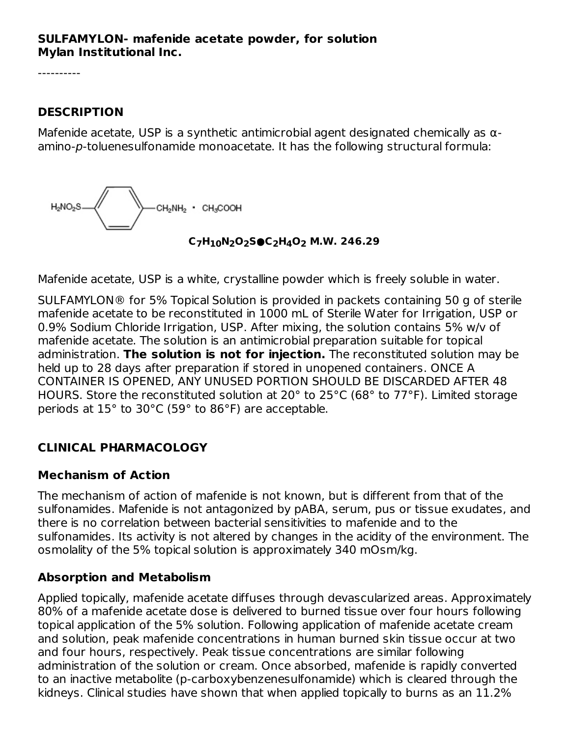**SULFAMYLON- mafenide acetate powder, for solution**
**Mylan Institutional Inc.**

----------

## DESCRIPTION

Mafenide acetate, USP is a synthetic antimicrobial agent designated chemically as α-amino-*p*-toluenesulfonamide monoacetate. It has the following structural formula:

$H_2NO_2S$—(benzene ring)—$CH_2NH_2$ · $CH_3COOH$

**$C_7H_{10}N_2O_2S$●$C_2H_4O_2$ M.W. 246.29**

Mafenide acetate, USP is a white, crystalline powder which is freely soluble in water.

SULFAMYLON® for 5% Topical Solution is provided in packets containing 50 g of sterile mafenide acetate to be reconstituted in 1000 mL of Sterile Water for Irrigation, USP or 0.9% Sodium Chloride Irrigation, USP. After mixing, the solution contains 5% w/v of mafenide acetate. The solution is an antimicrobial preparation suitable for topical administration. **The solution is not for injection.** The reconstituted solution may be held up to 28 days after preparation if stored in unopened containers. ONCE A CONTAINER IS OPENED, ANY UNUSED PORTION SHOULD BE DISCARDED AFTER 48 HOURS. Store the reconstituted solution at 20° to 25°C (68° to 77°F). Limited storage periods at 15° to 30°C (59° to 86°F) are acceptable.

## CLINICAL PHARMACOLOGY

### Mechanism of Action

The mechanism of action of mafenide is not known, but is different from that of the sulfonamides. Mafenide is not antagonized by pABA, serum, pus or tissue exudates, and there is no correlation between bacterial sensitivities to mafenide and to the sulfonamides. Its activity is not altered by changes in the acidity of the environment. The osmolality of the 5% topical solution is approximately 340 mOsm/kg.

### Absorption and Metabolism

Applied topically, mafenide acetate diffuses through devascularized areas. Approximately 80% of a mafenide acetate dose is delivered to burned tissue over four hours following topical application of the 5% solution. Following application of mafenide acetate cream and solution, peak mafenide concentrations in human burned skin tissue occur at two and four hours, respectively. Peak tissue concentrations are similar following administration of the solution or cream. Once absorbed, mafenide is rapidly converted to an inactive metabolite (p-carboxybenzenesulfonamide) which is cleared through the kidneys. Clinical studies have shown that when applied topically to burns as an 11.2%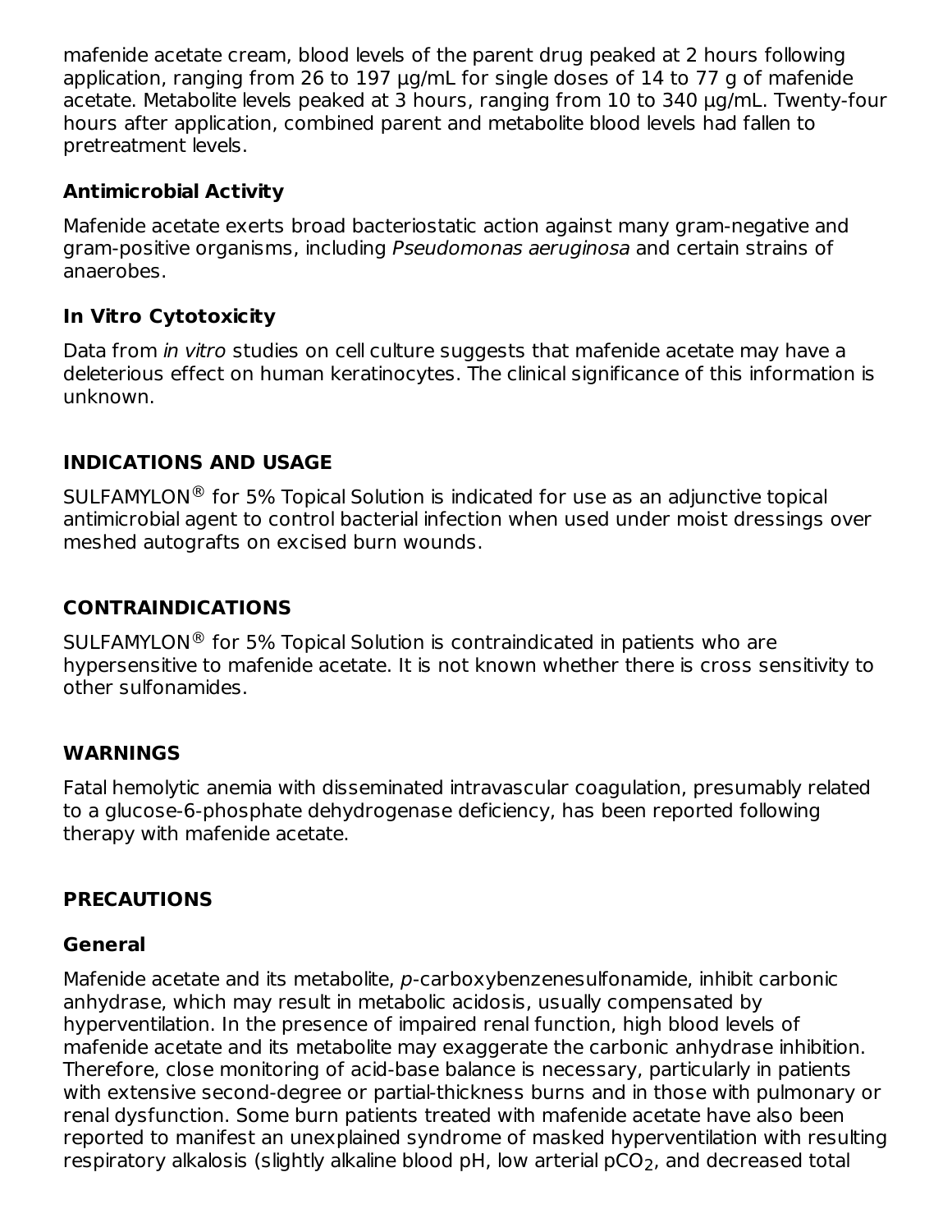mafenide acetate cream, blood levels of the parent drug peaked at 2 hours following application, ranging from 26 to 197 µg/mL for single doses of 14 to 77 g of mafenide acetate. Metabolite levels peaked at 3 hours, ranging from 10 to 340 µg/mL. Twenty-four hours after application, combined parent and metabolite blood levels had fallen to pretreatment levels.

### Antimicrobial Activity

Mafenide acetate exerts broad bacteriostatic action against many gram-negative and gram-positive organisms, including *Pseudomonas aeruginosa* and certain strains of anaerobes.

### In Vitro Cytotoxicity

Data from *in vitro* studies on cell culture suggests that mafenide acetate may have a deleterious effect on human keratinocytes. The clinical significance of this information is unknown.

## INDICATIONS AND USAGE

SULFAMYLON® for 5% Topical Solution is indicated for use as an adjunctive topical antimicrobial agent to control bacterial infection when used under moist dressings over meshed autografts on excised burn wounds.

## CONTRAINDICATIONS

SULFAMYLON® for 5% Topical Solution is contraindicated in patients who are hypersensitive to mafenide acetate. It is not known whether there is cross sensitivity to other sulfonamides.

## WARNINGS

Fatal hemolytic anemia with disseminated intravascular coagulation, presumably related to a glucose-6-phosphate dehydrogenase deficiency, has been reported following therapy with mafenide acetate.

## PRECAUTIONS

### General

Mafenide acetate and its metabolite, *p*-carboxybenzenesulfonamide, inhibit carbonic anhydrase, which may result in metabolic acidosis, usually compensated by hyperventilation. In the presence of impaired renal function, high blood levels of mafenide acetate and its metabolite may exaggerate the carbonic anhydrase inhibition. Therefore, close monitoring of acid-base balance is necessary, particularly in patients with extensive second-degree or partial-thickness burns and in those with pulmonary or renal dysfunction. Some burn patients treated with mafenide acetate have also been reported to manifest an unexplained syndrome of masked hyperventilation with resulting respiratory alkalosis (slightly alkaline blood pH, low arterial $pCO_2$, and decreased total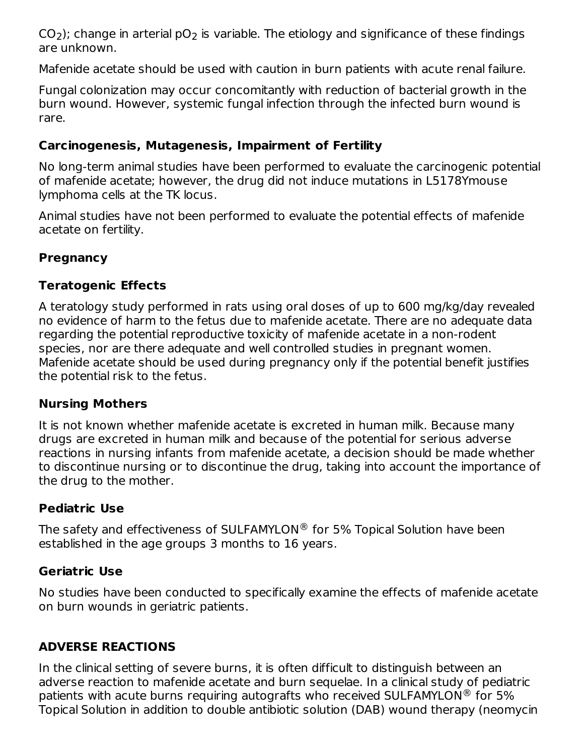$CO_2$); change in arterial $pO_2$ is variable. The etiology and significance of these findings are unknown.

Mafenide acetate should be used with caution in burn patients with acute renal failure.

Fungal colonization may occur concomitantly with reduction of bacterial growth in the burn wound. However, systemic fungal infection through the infected burn wound is rare.

### Carcinogenesis, Mutagenesis, Impairment of Fertility

No long-term animal studies have been performed to evaluate the carcinogenic potential of mafenide acetate; however, the drug did not induce mutations in L5178Ymouse lymphoma cells at the TK locus.

Animal studies have not been performed to evaluate the potential effects of mafenide acetate on fertility.

### Pregnancy

### Teratogenic Effects

A teratology study performed in rats using oral doses of up to 600 mg/kg/day revealed no evidence of harm to the fetus due to mafenide acetate. There are no adequate data regarding the potential reproductive toxicity of mafenide acetate in a non-rodent species, nor are there adequate and well controlled studies in pregnant women. Mafenide acetate should be used during pregnancy only if the potential benefit justifies the potential risk to the fetus.

### Nursing Mothers

It is not known whether mafenide acetate is excreted in human milk. Because many drugs are excreted in human milk and because of the potential for serious adverse reactions in nursing infants from mafenide acetate, a decision should be made whether to discontinue nursing or to discontinue the drug, taking into account the importance of the drug to the mother.

### Pediatric Use

The safety and effectiveness of SULFAMYLON® for 5% Topical Solution have been established in the age groups 3 months to 16 years.

### Geriatric Use

No studies have been conducted to specifically examine the effects of mafenide acetate on burn wounds in geriatric patients.

## ADVERSE REACTIONS

In the clinical setting of severe burns, it is often difficult to distinguish between an adverse reaction to mafenide acetate and burn sequelae. In a clinical study of pediatric patients with acute burns requiring autografts who received SULFAMYLON® for 5% Topical Solution in addition to double antibiotic solution (DAB) wound therapy (neomycin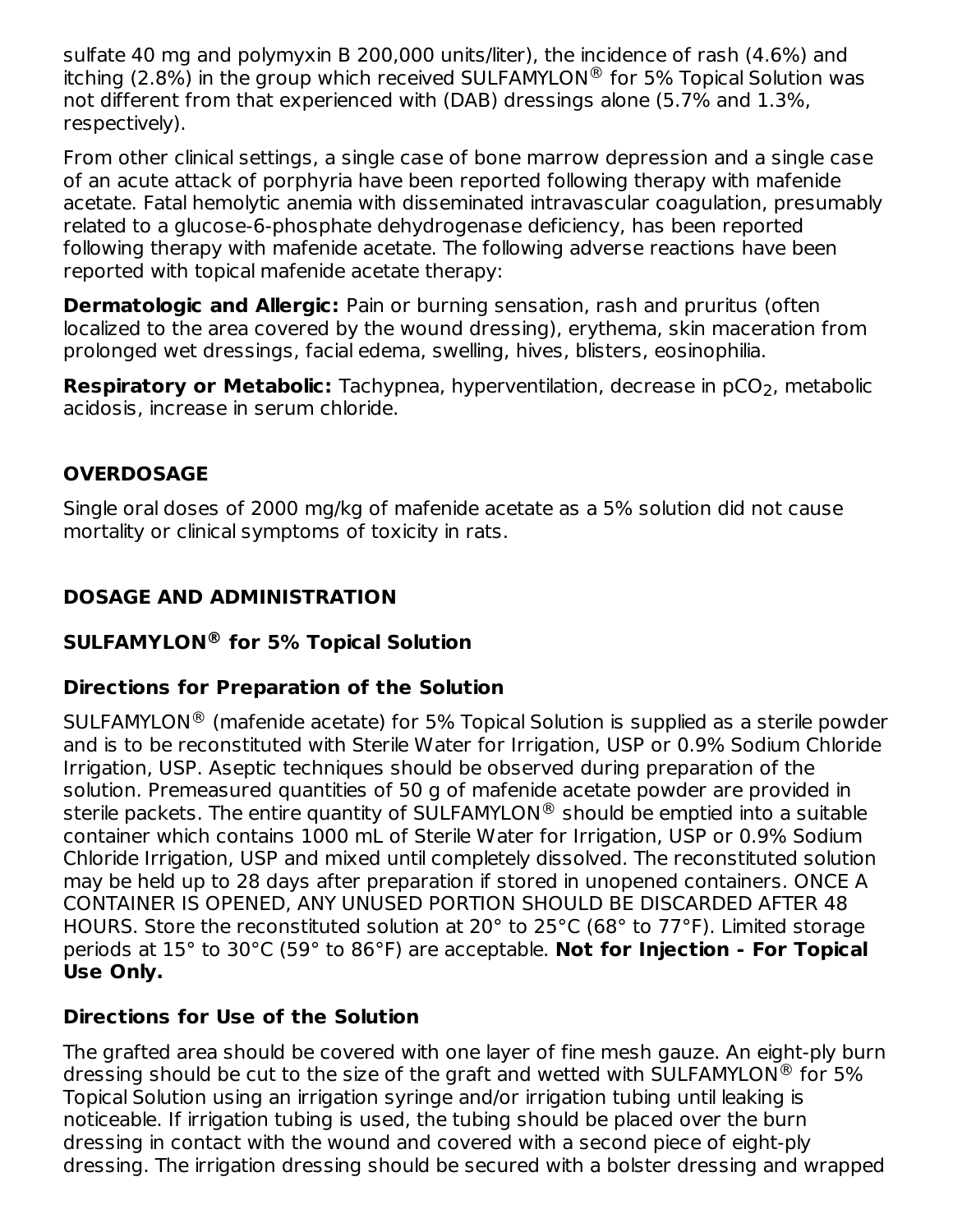sulfate 40 mg and polymyxin B 200,000 units/liter), the incidence of rash (4.6%) and itching (2.8%) in the group which received SULFAMYLON® for 5% Topical Solution was not different from that experienced with (DAB) dressings alone (5.7% and 1.3%, respectively).

From other clinical settings, a single case of bone marrow depression and a single case of an acute attack of porphyria have been reported following therapy with mafenide acetate. Fatal hemolytic anemia with disseminated intravascular coagulation, presumably related to a glucose-6-phosphate dehydrogenase deficiency, has been reported following therapy with mafenide acetate. The following adverse reactions have been reported with topical mafenide acetate therapy:

**Dermatologic and Allergic:** Pain or burning sensation, rash and pruritus (often localized to the area covered by the wound dressing), erythema, skin maceration from prolonged wet dressings, facial edema, swelling, hives, blisters, eosinophilia.

**Respiratory or Metabolic:** Tachypnea, hyperventilation, decrease in $pCO_2$, metabolic acidosis, increase in serum chloride.

## OVERDOSAGE

Single oral doses of 2000 mg/kg of mafenide acetate as a 5% solution did not cause mortality or clinical symptoms of toxicity in rats.

## DOSAGE AND ADMINISTRATION

### SULFAMYLON® for 5% Topical Solution

### Directions for Preparation of the Solution

SULFAMYLON® (mafenide acetate) for 5% Topical Solution is supplied as a sterile powder and is to be reconstituted with Sterile Water for Irrigation, USP or 0.9% Sodium Chloride Irrigation, USP. Aseptic techniques should be observed during preparation of the solution. Premeasured quantities of 50 g of mafenide acetate powder are provided in sterile packets. The entire quantity of SULFAMYLON® should be emptied into a suitable container which contains 1000 mL of Sterile Water for Irrigation, USP or 0.9% Sodium Chloride Irrigation, USP and mixed until completely dissolved. The reconstituted solution may be held up to 28 days after preparation if stored in unopened containers. ONCE A CONTAINER IS OPENED, ANY UNUSED PORTION SHOULD BE DISCARDED AFTER 48 HOURS. Store the reconstituted solution at 20° to 25°C (68° to 77°F). Limited storage periods at 15° to 30°C (59° to 86°F) are acceptable. **Not for Injection - For Topical Use Only.**

### Directions for Use of the Solution

The grafted area should be covered with one layer of fine mesh gauze. An eight-ply burn dressing should be cut to the size of the graft and wetted with SULFAMYLON® for 5% Topical Solution using an irrigation syringe and/or irrigation tubing until leaking is noticeable. If irrigation tubing is used, the tubing should be placed over the burn dressing in contact with the wound and covered with a second piece of eight-ply dressing. The irrigation dressing should be secured with a bolster dressing and wrapped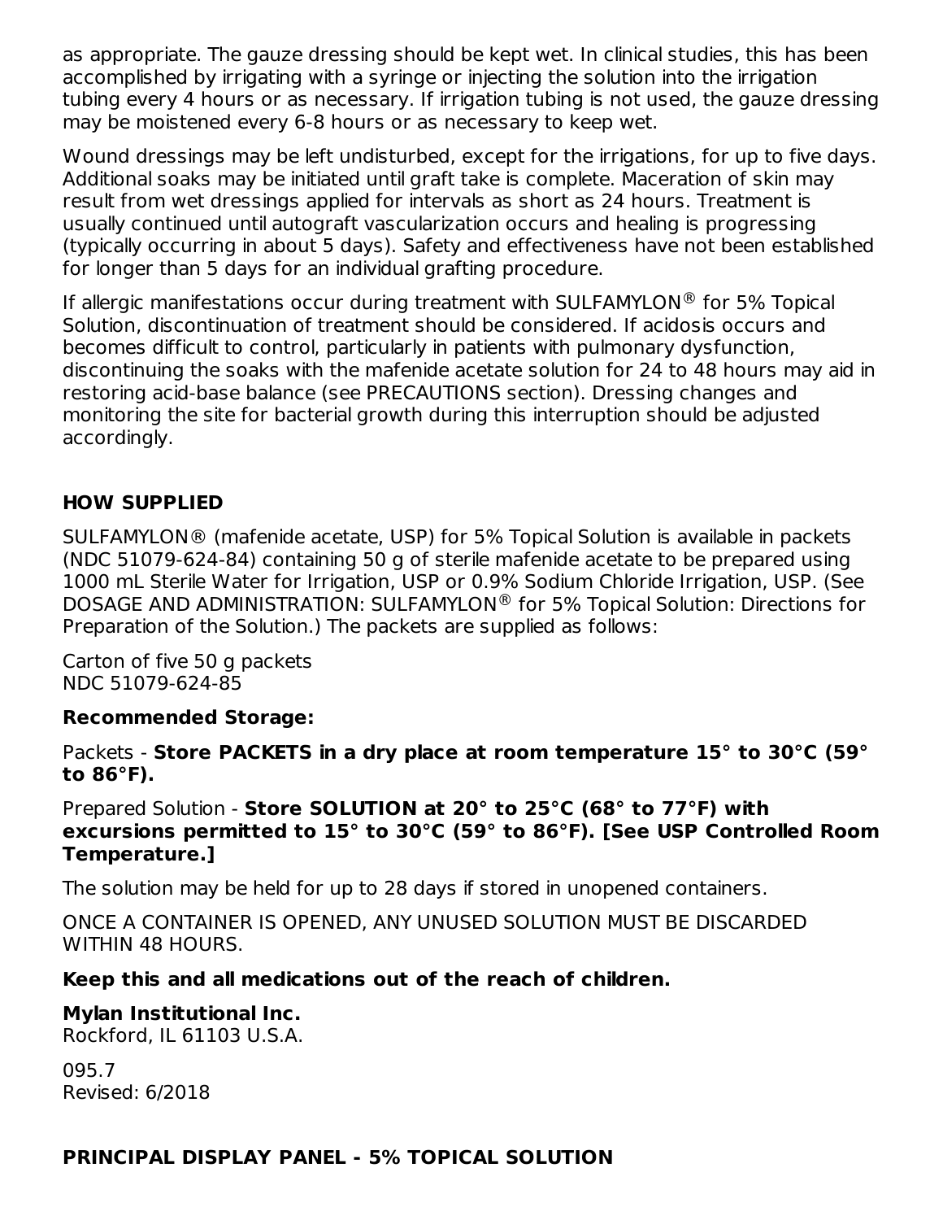as appropriate. The gauze dressing should be kept wet. In clinical studies, this has been accomplished by irrigating with a syringe or injecting the solution into the irrigation tubing every 4 hours or as necessary. If irrigation tubing is not used, the gauze dressing may be moistened every 6-8 hours or as necessary to keep wet.

Wound dressings may be left undisturbed, except for the irrigations, for up to five days. Additional soaks may be initiated until graft take is complete. Maceration of skin may result from wet dressings applied for intervals as short as 24 hours. Treatment is usually continued until autograft vascularization occurs and healing is progressing (typically occurring in about 5 days). Safety and effectiveness have not been established for longer than 5 days for an individual grafting procedure.

If allergic manifestations occur during treatment with SULFAMYLON® for 5% Topical Solution, discontinuation of treatment should be considered. If acidosis occurs and becomes difficult to control, particularly in patients with pulmonary dysfunction, discontinuing the soaks with the mafenide acetate solution for 24 to 48 hours may aid in restoring acid-base balance (see PRECAUTIONS section). Dressing changes and monitoring the site for bacterial growth during this interruption should be adjusted accordingly.

## HOW SUPPLIED

SULFAMYLON® (mafenide acetate, USP) for 5% Topical Solution is available in packets (NDC 51079-624-84) containing 50 g of sterile mafenide acetate to be prepared using 1000 mL Sterile Water for Irrigation, USP or 0.9% Sodium Chloride Irrigation, USP. (See DOSAGE AND ADMINISTRATION: SULFAMYLON® for 5% Topical Solution: Directions for Preparation of the Solution.) The packets are supplied as follows:

Carton of five 50 g packets
NDC 51079-624-85

**Recommended Storage:**

Packets - **Store PACKETS in a dry place at room temperature 15° to 30°C (59° to 86°F).**

Prepared Solution - **Store SOLUTION at 20° to 25°C (68° to 77°F) with excursions permitted to 15° to 30°C (59° to 86°F). [See USP Controlled Room Temperature.]**

The solution may be held for up to 28 days if stored in unopened containers.

ONCE A CONTAINER IS OPENED, ANY UNUSED SOLUTION MUST BE DISCARDED WITHIN 48 HOURS.

**Keep this and all medications out of the reach of children.**

**Mylan Institutional Inc.**
Rockford, IL 61103 U.S.A.

095.7
Revised: 6/2018

## PRINCIPAL DISPLAY PANEL - 5% TOPICAL SOLUTION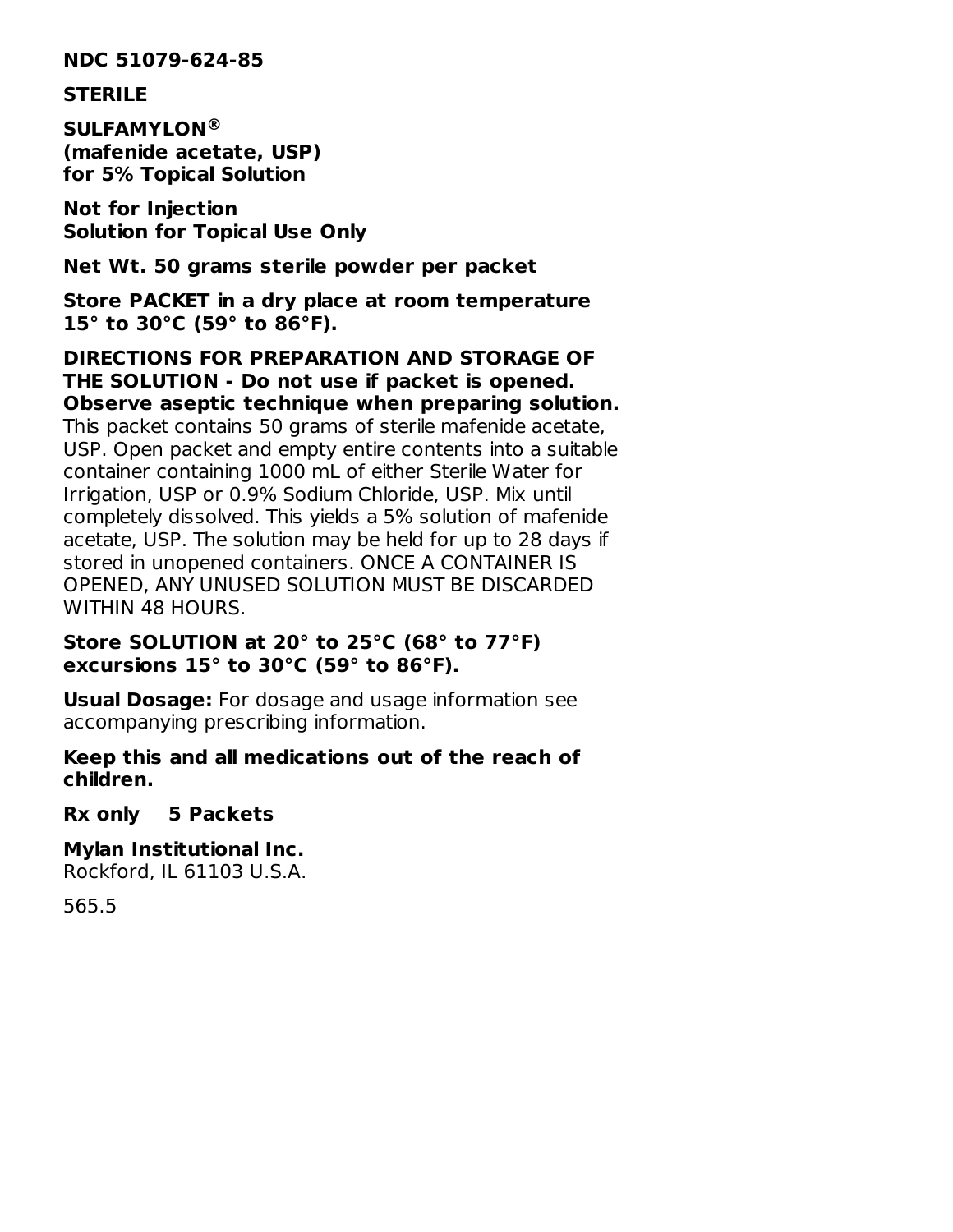**NDC 51079-624-85**

**STERILE**

**SULFAMYLON®**
**(mafenide acetate, USP)**
**for 5% Topical Solution**

**Not for Injection**
**Solution for Topical Use Only**

**Net Wt. 50 grams sterile powder per packet**

**Store PACKET in a dry place at room temperature 15° to 30°C (59° to 86°F).**

**DIRECTIONS FOR PREPARATION AND STORAGE OF THE SOLUTION - Do not use if packet is opened. Observe aseptic technique when preparing solution.** This packet contains 50 grams of sterile mafenide acetate, USP. Open packet and empty entire contents into a suitable container containing 1000 mL of either Sterile Water for Irrigation, USP or 0.9% Sodium Chloride, USP. Mix until completely dissolved. This yields a 5% solution of mafenide acetate, USP. The solution may be held for up to 28 days if stored in unopened containers. ONCE A CONTAINER IS OPENED, ANY UNUSED SOLUTION MUST BE DISCARDED WITHIN 48 HOURS.

**Store SOLUTION at 20° to 25°C (68° to 77°F) excursions 15° to 30°C (59° to 86°F).**

**Usual Dosage:** For dosage and usage information see accompanying prescribing information.

**Keep this and all medications out of the reach of children.**

**Rx only 5 Packets**

**Mylan Institutional Inc.**
Rockford, IL 61103 U.S.A.

565.5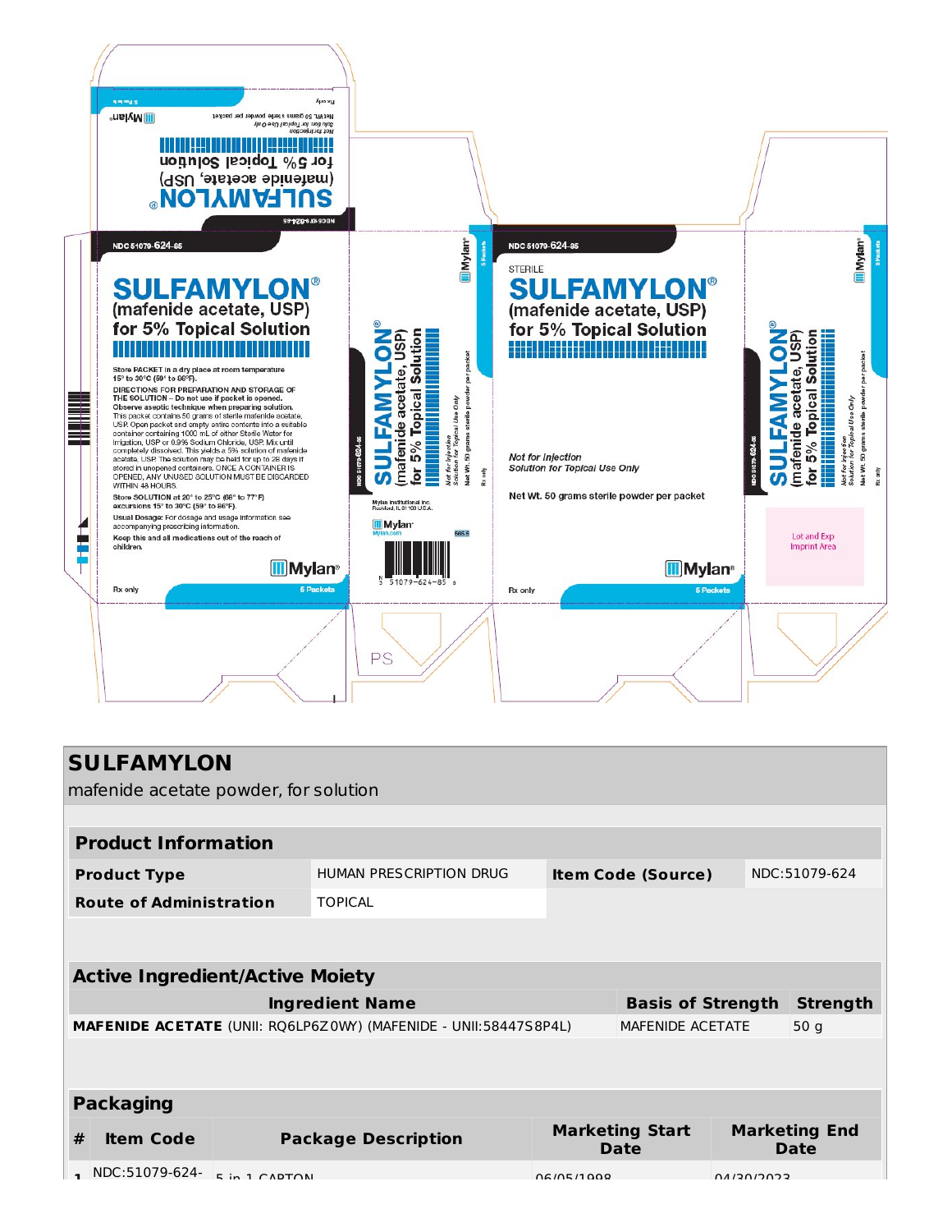NDC 51079-624-85

**SULFAMYLON®**
(mafenide acetate, USP)
for 5% Topical Solution

Store PACKET in a dry place at room temperature 15° to 30°C (59° to 86°F).

DIRECTIONS FOR PREPARATION AND STORAGE OF THE SOLUTION – Do not use if packet is opened. Observe aseptic technique when preparing solution. This packet contains 50 grams of sterile mafenide acetate, USP. Open packet and empty entire contents into a suitable container containing 1000 mL of either Sterile Water for Irrigation, USP or 0.9% Sodium Chloride, USP. Mix until completely dissolved. This yields a 5% solution of mafenide acetate, USP. The solution may be held for up to 28 days if stored in unopened containers. ONCE A CONTAINER IS OPENED, ANY UNUSED SOLUTION MUST BE DISCARDED WITHIN 48 HOURS.

Store SOLUTION at 20° to 25°C (68° to 77°F); excursions 15° to 30°C (59° to 86°F).

Usual Dosage: For dosage and usage information see accompanying prescribing information.

Keep this and all medications out of the reach of children.

Mylan®

Rx only

5 Packets

NDC 51079-624-85

STERILE

**SULFAMYLON®**
(mafenide acetate, USP)
for 5% Topical Solution

*Not for Injection*
*Solution for Topical Use Only*

Net Wt. 50 grams sterile powder per packet

Mylan®

Rx only

5 Packets

Mylan Institutional Inc.
Rockford, IL 61103 U.S.A.

Mylan.com

Lot and Exp Imprint Area

# SULFAMYLON

mafenide acetate powder, for solution

| **Product Information** | | | |
|---|---|---|---|
| **Product Type** | HUMAN PRESCRIPTION DRUG | **Item Code (Source)** | NDC:51079-624 |
| **Route of Administration** | TOPICAL | | |

| **Active Ingredient/Active Moiety** | | |
|---|---|---|
| **Ingredient Name** | **Basis of Strength** | **Strength** |
| **MAFENIDE ACETATE** (UNII: RQ6LP6Z0WY) (MAFENIDE - UNII:58447S8P4L) | MAFENIDE ACETATE | 50 g |

| **Packaging** | | | | |
|---|---|---|---|---|
| **#** | **Item Code** | **Package Description** | **Marketing Start Date** | **Marketing End Date** |
| 1 | NDC:51079-624- | 5 in 1 CARTON | 06/05/1998 | 04/30/2023 |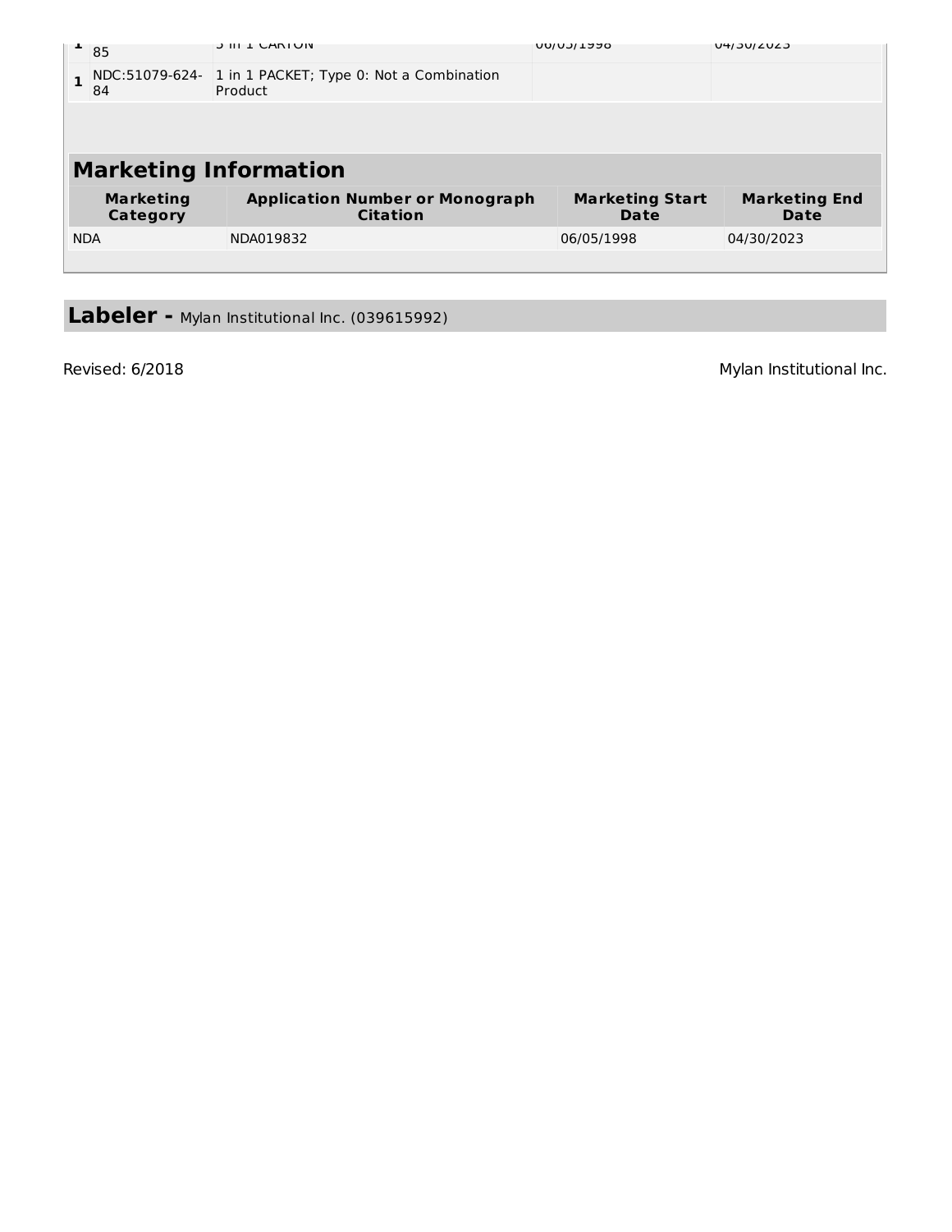| | | | | |
|---|---|---|---|---|
| 1 | NDC:51079-624-85 | 5 in 1 CARTON | 06/05/1998 | 04/30/2023 |
| 1 | NDC:51079-624-84 | 1 in 1 PACKET; Type 0: Not a Combination Product | | |

## Marketing Information

| Marketing Category | Application Number or Monograph Citation | Marketing Start Date | Marketing End Date |
|---|---|---|---|
| NDA | NDA019832 | 06/05/1998 | 04/30/2023 |

## Labeler - Mylan Institutional Inc. (039615992)

Revised: 6/2018

Mylan Institutional Inc.